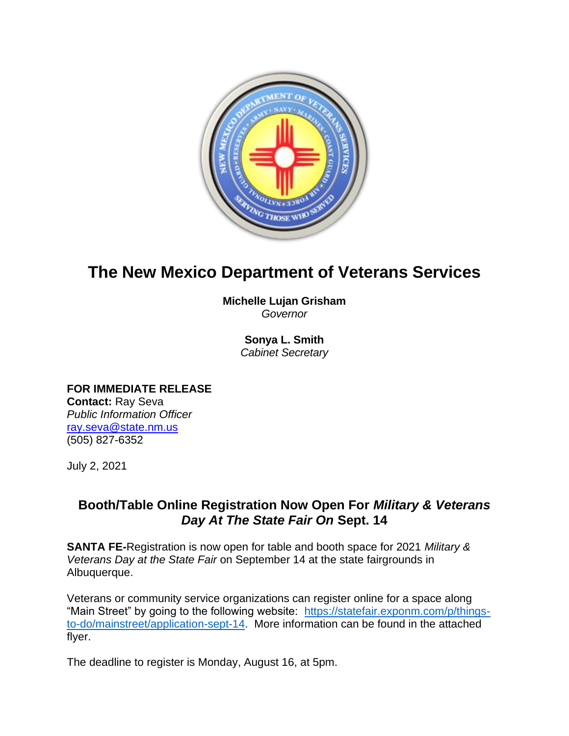# The New Mexico Department of Veterans Services

**Michelle Lujan Grisham**
*Governor*

**Sonya L. Smith**
*Cabinet Secretary*

**FOR IMMEDIATE RELEASE**
**Contact:** Ray Seva
*Public Information Officer*
ray.seva@state.nm.us
(505) 827-6352

July 2, 2021

## Booth/Table Online Registration Now Open For *Military & Veterans Day At The State Fair On* Sept. 14

**SANTA FE-**Registration is now open for table and booth space for 2021 *Military & Veterans Day at the State Fair* on September 14 at the state fairgrounds in Albuquerque.

Veterans or community service organizations can register online for a space along "Main Street" by going to the following website: https://statefair.exponm.com/p/things-to-do/mainstreet/application-sept-14. More information can be found in the attached flyer.

The deadline to register is Monday, August 16, at 5pm.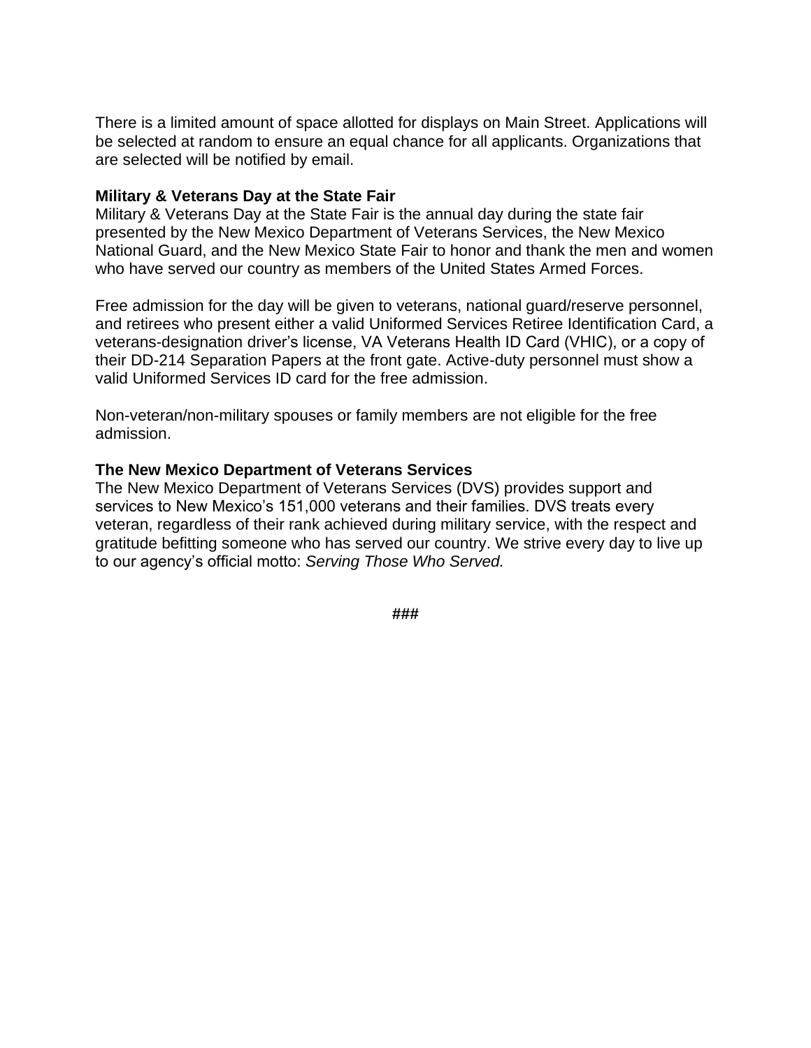There is a limited amount of space allotted for displays on Main Street. Applications will be selected at random to ensure an equal chance for all applicants. Organizations that are selected will be notified by email.

**Military & Veterans Day at the State Fair**
Military & Veterans Day at the State Fair is the annual day during the state fair presented by the New Mexico Department of Veterans Services, the New Mexico National Guard, and the New Mexico State Fair to honor and thank the men and women who have served our country as members of the United States Armed Forces.

Free admission for the day will be given to veterans, national guard/reserve personnel, and retirees who present either a valid Uniformed Services Retiree Identification Card, a veterans-designation driver's license, VA Veterans Health ID Card (VHIC), or a copy of their DD-214 Separation Papers at the front gate. Active-duty personnel must show a valid Uniformed Services ID card for the free admission.

Non-veteran/non-military spouses or family members are not eligible for the free admission.

**The New Mexico Department of Veterans Services**
The New Mexico Department of Veterans Services (DVS) provides support and services to New Mexico's 151,000 veterans and their families. DVS treats every veteran, regardless of their rank achieved during military service, with the respect and gratitude befitting someone who has served our country. We strive every day to live up to our agency's official motto: *Serving Those Who Served.*

###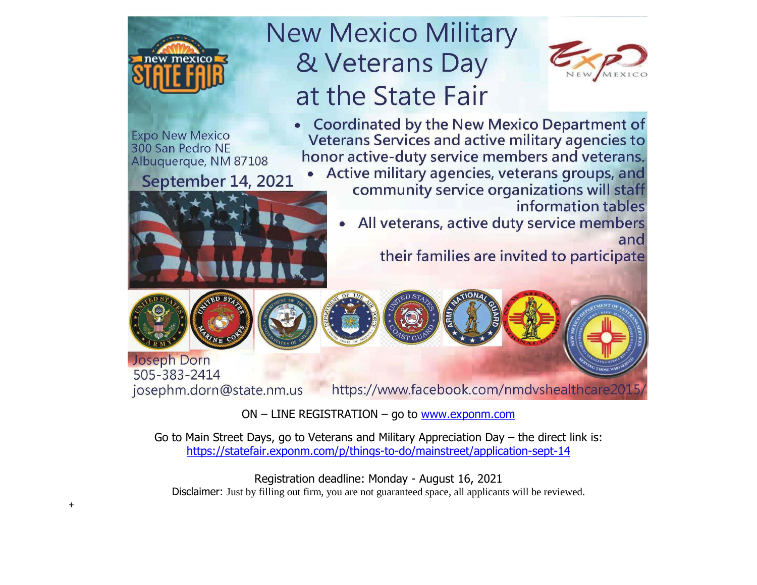# New Mexico Military & Veterans Day at the State Fair

Expo New Mexico
300 San Pedro NE
Albuquerque, NM 87108

**September 14, 2021**

- Coordinated by the New Mexico Department of Veterans Services and active military agencies to honor active-duty service members and veterans.
- Active military agencies, veterans groups, and community service organizations will staff information tables
- All veterans, active duty service members and their families are invited to participate

Joseph Dorn
505-383-2414
josephm.dorn@state.nm.us

https://www.facebook.com/nmdvshealthcare2015/

ON – LINE REGISTRATION – go to [www.exponm.com](www.exponm.com)

Go to Main Street Days, go to Veterans and Military Appreciation Day – the direct link is: [https://statefair.exponm.com/p/things-to-do/mainstreet/application-sept-14](https://statefair.exponm.com/p/things-to-do/mainstreet/application-sept-14)

Registration deadline: Monday - August 16, 2021

Disclaimer: Just by filling out firm, you are not guaranteed space, all applicants will be reviewed.

+